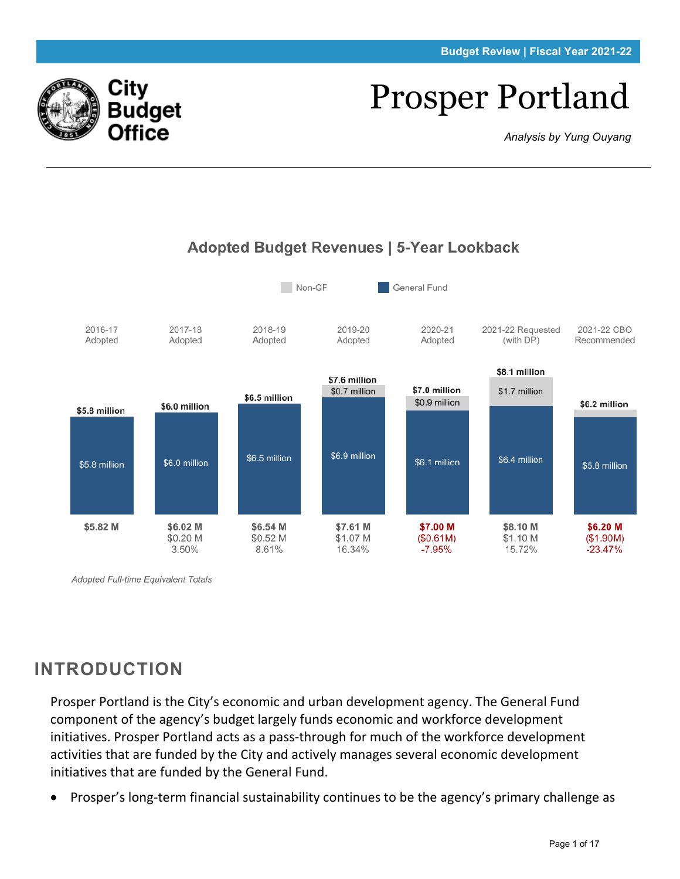Budget Review | Fiscal Year 2021-22

City Budget Office

# Prosper Portland

*Analysis by Yung Ouyang*

## Adopted Budget Revenues | 5-Year Lookback

| | 2016-17 Adopted | 2017-18 Adopted | 2018-19 Adopted | 2019-20 Adopted | 2020-21 Adopted | 2021-22 Requested (with DP) | 2021-22 CBO Recommended |
|---|---|---|---|---|---|---|---|
| Total | $5.8 million | $6.0 million | $6.5 million | $7.6 million | $7.0 million | $8.1 million | $6.2 million |
| Non-GF | | | | $0.7 million | $0.9 million | $1.7 million | |
| General Fund | $5.8 million | $6.0 million | $6.5 million | $6.9 million | $6.1 million | $6.4 million | $5.8 million |
| Total | $5.82 M | $6.02 M | $6.54 M | $7.61 M | $7.00 M | $8.10 M | $6.20 M |
| Change | | $0.20 M | $0.52 M | $1.07 M | ($0.61M) | $1.10 M | ($1.90M) |
| % Change | | 3.50% | 8.61% | 16.34% | -7.95% | 15.72% | -23.47% |

*Adopted Full-time Equivalent Totals*

## INTRODUCTION

Prosper Portland is the City's economic and urban development agency. The General Fund component of the agency's budget largely funds economic and workforce development initiatives. Prosper Portland acts as a pass-through for much of the workforce development activities that are funded by the City and actively manages several economic development initiatives that are funded by the General Fund.

- Prosper's long-term financial sustainability continues to be the agency's primary challenge as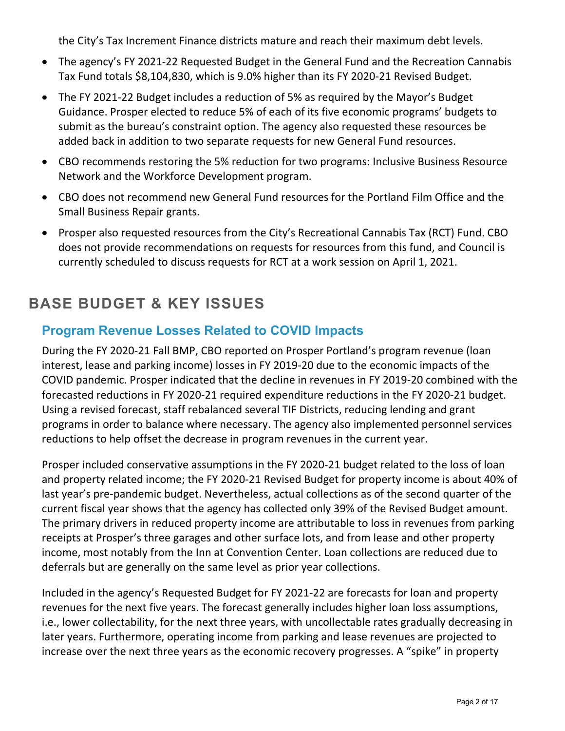the City's Tax Increment Finance districts mature and reach their maximum debt levels.

- The agency's FY 2021-22 Requested Budget in the General Fund and the Recreation Cannabis Tax Fund totals $8,104,830, which is 9.0% higher than its FY 2020-21 Revised Budget.
- The FY 2021-22 Budget includes a reduction of 5% as required by the Mayor's Budget Guidance. Prosper elected to reduce 5% of each of its five economic programs' budgets to submit as the bureau's constraint option. The agency also requested these resources be added back in addition to two separate requests for new General Fund resources.
- CBO recommends restoring the 5% reduction for two programs: Inclusive Business Resource Network and the Workforce Development program.
- CBO does not recommend new General Fund resources for the Portland Film Office and the Small Business Repair grants.
- Prosper also requested resources from the City's Recreational Cannabis Tax (RCT) Fund. CBO does not provide recommendations on requests for resources from this fund, and Council is currently scheduled to discuss requests for RCT at a work session on April 1, 2021.

# BASE BUDGET & KEY ISSUES

## Program Revenue Losses Related to COVID Impacts

During the FY 2020-21 Fall BMP, CBO reported on Prosper Portland's program revenue (loan interest, lease and parking income) losses in FY 2019-20 due to the economic impacts of the COVID pandemic. Prosper indicated that the decline in revenues in FY 2019-20 combined with the forecasted reductions in FY 2020-21 required expenditure reductions in the FY 2020-21 budget. Using a revised forecast, staff rebalanced several TIF Districts, reducing lending and grant programs in order to balance where necessary. The agency also implemented personnel services reductions to help offset the decrease in program revenues in the current year.

Prosper included conservative assumptions in the FY 2020-21 budget related to the loss of loan and property related income; the FY 2020-21 Revised Budget for property income is about 40% of last year's pre-pandemic budget. Nevertheless, actual collections as of the second quarter of the current fiscal year shows that the agency has collected only 39% of the Revised Budget amount. The primary drivers in reduced property income are attributable to loss in revenues from parking receipts at Prosper's three garages and other surface lots, and from lease and other property income, most notably from the Inn at Convention Center. Loan collections are reduced due to deferrals but are generally on the same level as prior year collections.

Included in the agency's Requested Budget for FY 2021-22 are forecasts for loan and property revenues for the next five years. The forecast generally includes higher loan loss assumptions, i.e., lower collectability, for the next three years, with uncollectable rates gradually decreasing in later years. Furthermore, operating income from parking and lease revenues are projected to increase over the next three years as the economic recovery progresses. A "spike" in property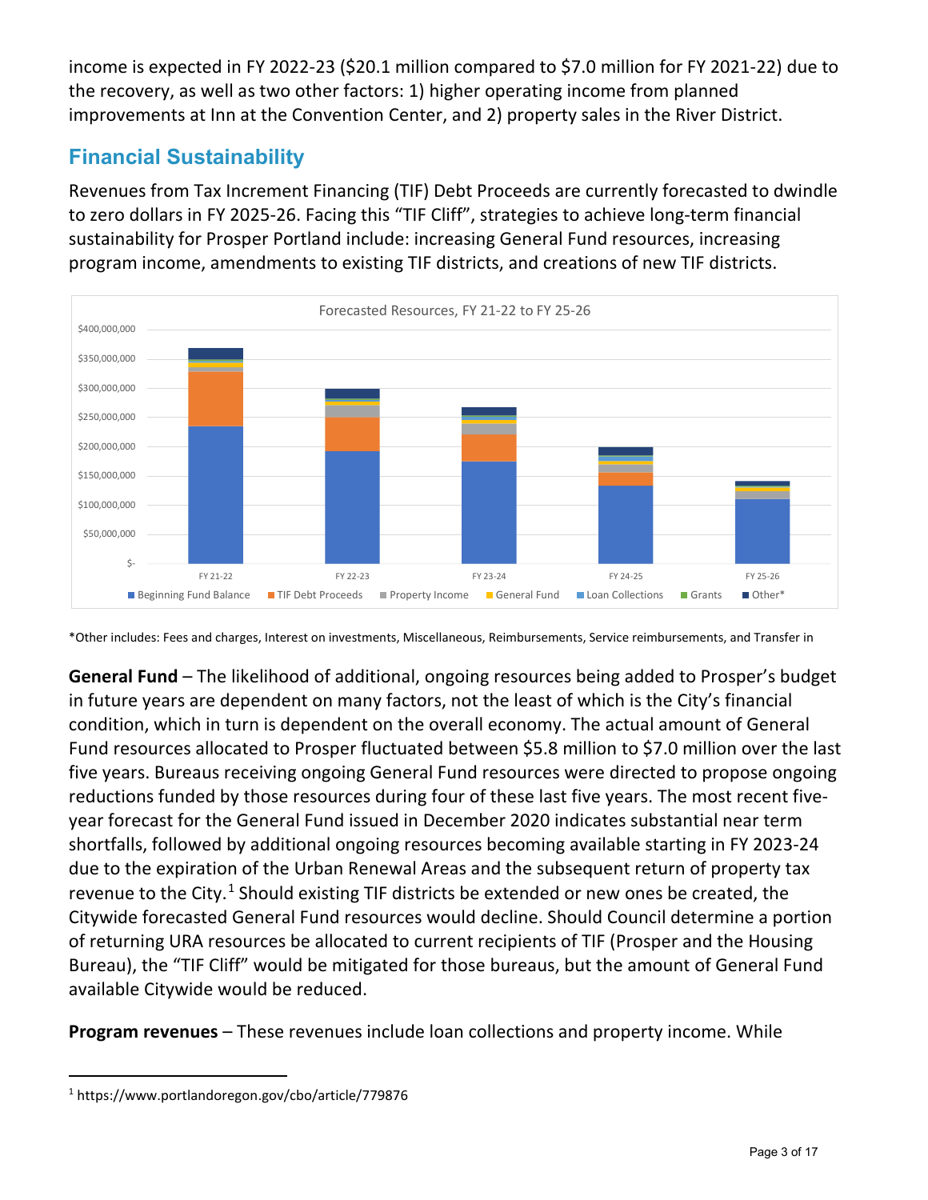income is expected in FY 2022-23 ($20.1 million compared to $7.0 million for FY 2021-22) due to the recovery, as well as two other factors: 1) higher operating income from planned improvements at Inn at the Convention Center, and 2) property sales in the River District.

## Financial Sustainability

Revenues from Tax Increment Financing (TIF) Debt Proceeds are currently forecasted to dwindle to zero dollars in FY 2025-26. Facing this "TIF Cliff", strategies to achieve long-term financial sustainability for Prosper Portland include: increasing General Fund resources, increasing program income, amendments to existing TIF districts, and creations of new TIF districts.

*Other includes: Fees and charges, Interest on investments, Miscellaneous, Reimbursements, Service reimbursements, and Transfer in

**General Fund** – The likelihood of additional, ongoing resources being added to Prosper's budget in future years are dependent on many factors, not the least of which is the City's financial condition, which in turn is dependent on the overall economy. The actual amount of General Fund resources allocated to Prosper fluctuated between $5.8 million to $7.0 million over the last five years. Bureaus receiving ongoing General Fund resources were directed to propose ongoing reductions funded by those resources during four of these last five years. The most recent five-year forecast for the General Fund issued in December 2020 indicates substantial near term shortfalls, followed by additional ongoing resources becoming available starting in FY 2023-24 due to the expiration of the Urban Renewal Areas and the subsequent return of property tax revenue to the City.[1] Should existing TIF districts be extended or new ones be created, the Citywide forecasted General Fund resources would decline. Should Council determine a portion of returning URA resources be allocated to current recipients of TIF (Prosper and the Housing Bureau), the "TIF Cliff" would be mitigated for those bureaus, but the amount of General Fund available Citywide would be reduced.

**Program revenues** – These revenues include loan collections and property income. While

[1] https://www.portlandoregon.gov/cbo/article/779876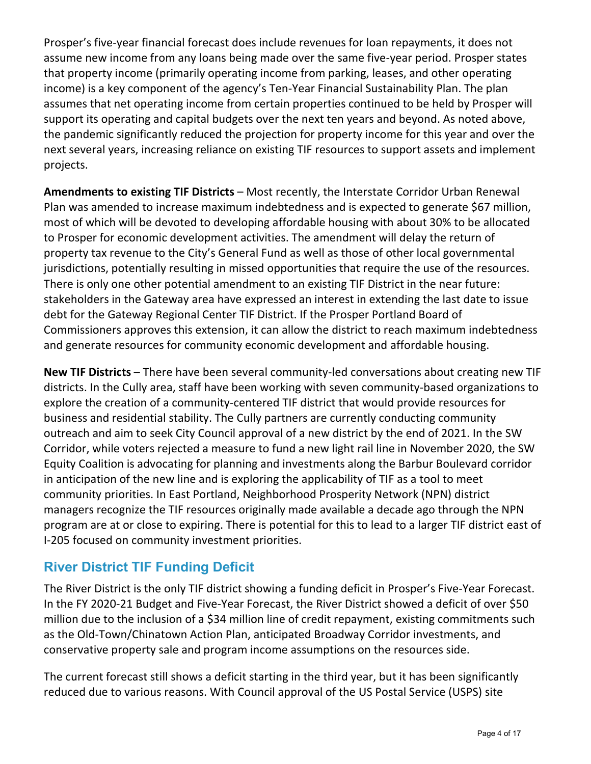Prosper's five-year financial forecast does include revenues for loan repayments, it does not assume new income from any loans being made over the same five-year period. Prosper states that property income (primarily operating income from parking, leases, and other operating income) is a key component of the agency's Ten-Year Financial Sustainability Plan. The plan assumes that net operating income from certain properties continued to be held by Prosper will support its operating and capital budgets over the next ten years and beyond. As noted above, the pandemic significantly reduced the projection for property income for this year and over the next several years, increasing reliance on existing TIF resources to support assets and implement projects.

**Amendments to existing TIF Districts** – Most recently, the Interstate Corridor Urban Renewal Plan was amended to increase maximum indebtedness and is expected to generate $67 million, most of which will be devoted to developing affordable housing with about 30% to be allocated to Prosper for economic development activities. The amendment will delay the return of property tax revenue to the City's General Fund as well as those of other local governmental jurisdictions, potentially resulting in missed opportunities that require the use of the resources. There is only one other potential amendment to an existing TIF District in the near future: stakeholders in the Gateway area have expressed an interest in extending the last date to issue debt for the Gateway Regional Center TIF District. If the Prosper Portland Board of Commissioners approves this extension, it can allow the district to reach maximum indebtedness and generate resources for community economic development and affordable housing.

**New TIF Districts** – There have been several community-led conversations about creating new TIF districts. In the Cully area, staff have been working with seven community-based organizations to explore the creation of a community-centered TIF district that would provide resources for business and residential stability. The Cully partners are currently conducting community outreach and aim to seek City Council approval of a new district by the end of 2021. In the SW Corridor, while voters rejected a measure to fund a new light rail line in November 2020, the SW Equity Coalition is advocating for planning and investments along the Barbur Boulevard corridor in anticipation of the new line and is exploring the applicability of TIF as a tool to meet community priorities. In East Portland, Neighborhood Prosperity Network (NPN) district managers recognize the TIF resources originally made available a decade ago through the NPN program are at or close to expiring. There is potential for this to lead to a larger TIF district east of I-205 focused on community investment priorities.

## River District TIF Funding Deficit

The River District is the only TIF district showing a funding deficit in Prosper's Five-Year Forecast. In the FY 2020-21 Budget and Five-Year Forecast, the River District showed a deficit of over $50 million due to the inclusion of a $34 million line of credit repayment, existing commitments such as the Old-Town/Chinatown Action Plan, anticipated Broadway Corridor investments, and conservative property sale and program income assumptions on the resources side.

The current forecast still shows a deficit starting in the third year, but it has been significantly reduced due to various reasons. With Council approval of the US Postal Service (USPS) site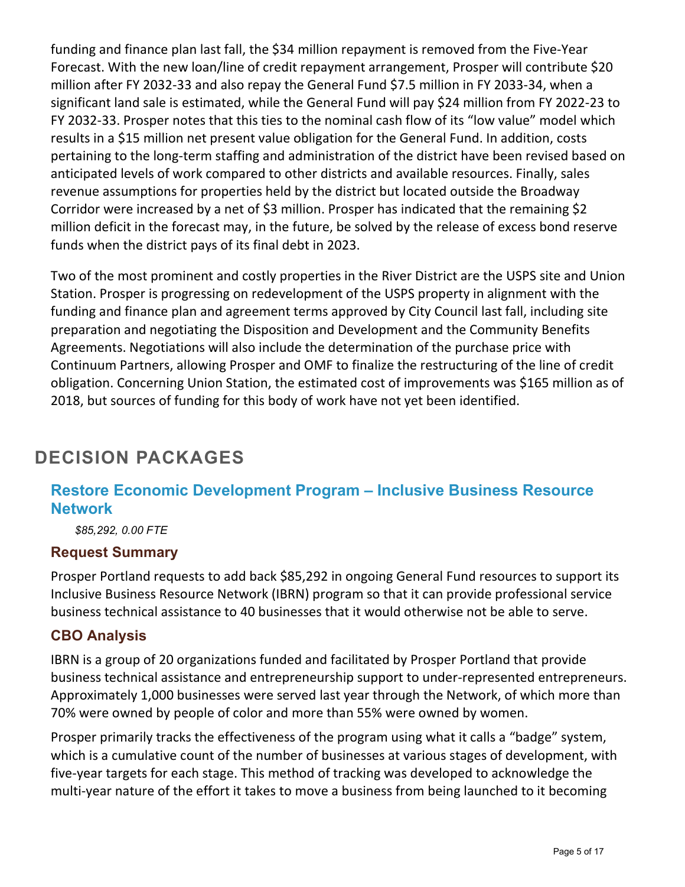funding and finance plan last fall, the $34 million repayment is removed from the Five-Year Forecast. With the new loan/line of credit repayment arrangement, Prosper will contribute $20 million after FY 2032-33 and also repay the General Fund $7.5 million in FY 2033-34, when a significant land sale is estimated, while the General Fund will pay $24 million from FY 2022-23 to FY 2032-33. Prosper notes that this ties to the nominal cash flow of its "low value" model which results in a $15 million net present value obligation for the General Fund. In addition, costs pertaining to the long-term staffing and administration of the district have been revised based on anticipated levels of work compared to other districts and available resources. Finally, sales revenue assumptions for properties held by the district but located outside the Broadway Corridor were increased by a net of $3 million. Prosper has indicated that the remaining $2 million deficit in the forecast may, in the future, be solved by the release of excess bond reserve funds when the district pays of its final debt in 2023.

Two of the most prominent and costly properties in the River District are the USPS site and Union Station. Prosper is progressing on redevelopment of the USPS property in alignment with the funding and finance plan and agreement terms approved by City Council last fall, including site preparation and negotiating the Disposition and Development and the Community Benefits Agreements. Negotiations will also include the determination of the purchase price with Continuum Partners, allowing Prosper and OMF to finalize the restructuring of the line of credit obligation. Concerning Union Station, the estimated cost of improvements was $165 million as of 2018, but sources of funding for this body of work have not yet been identified.

# DECISION PACKAGES

## Restore Economic Development Program – Inclusive Business Resource Network

*$85,292, 0.00 FTE*

### Request Summary

Prosper Portland requests to add back $85,292 in ongoing General Fund resources to support its Inclusive Business Resource Network (IBRN) program so that it can provide professional service business technical assistance to 40 businesses that it would otherwise not be able to serve.

### CBO Analysis

IBRN is a group of 20 organizations funded and facilitated by Prosper Portland that provide business technical assistance and entrepreneurship support to under-represented entrepreneurs. Approximately 1,000 businesses were served last year through the Network, of which more than 70% were owned by people of color and more than 55% were owned by women.

Prosper primarily tracks the effectiveness of the program using what it calls a "badge" system, which is a cumulative count of the number of businesses at various stages of development, with five-year targets for each stage. This method of tracking was developed to acknowledge the multi-year nature of the effort it takes to move a business from being launched to it becoming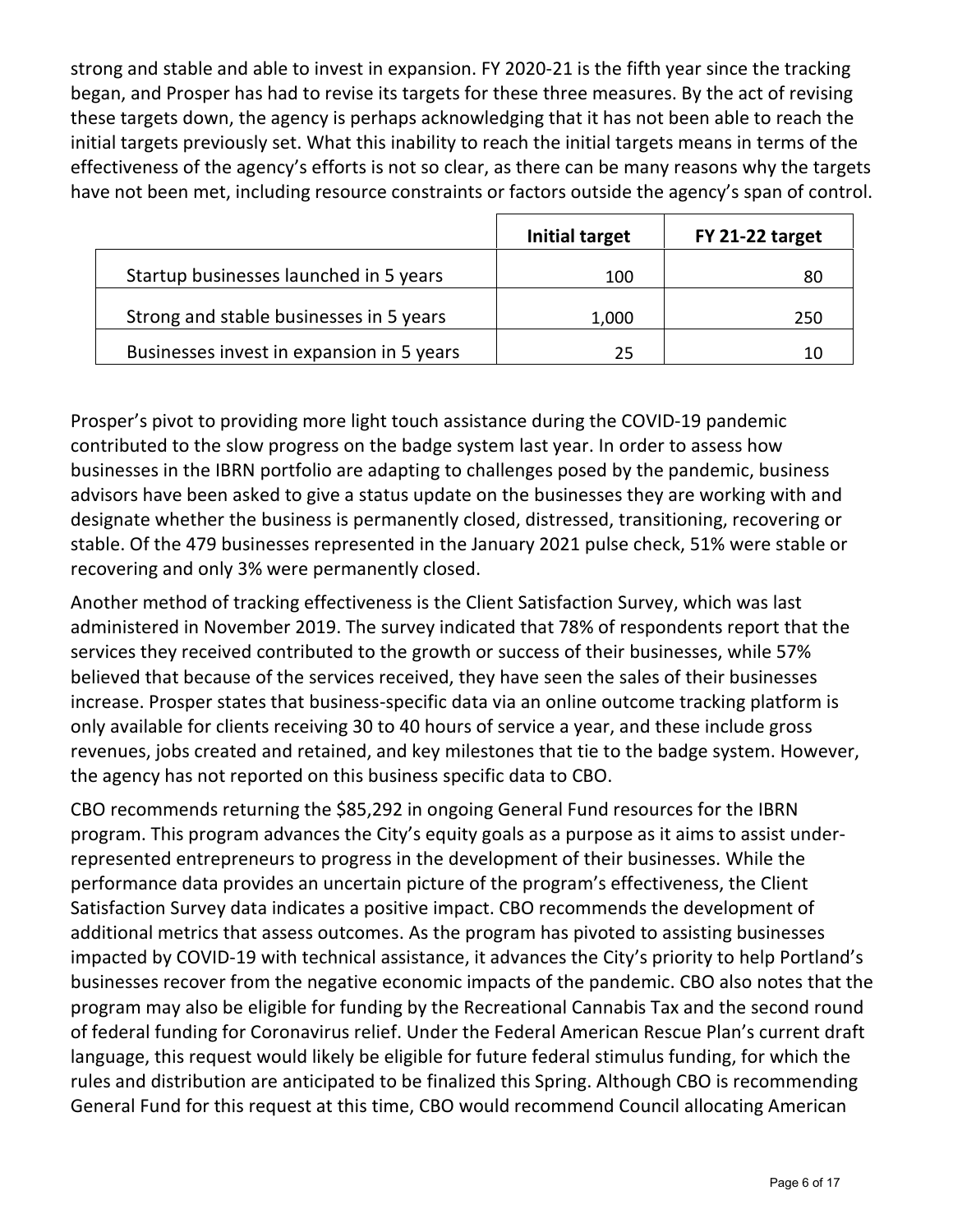strong and stable and able to invest in expansion. FY 2020-21 is the fifth year since the tracking began, and Prosper has had to revise its targets for these three measures. By the act of revising these targets down, the agency is perhaps acknowledging that it has not been able to reach the initial targets previously set. What this inability to reach the initial targets means in terms of the effectiveness of the agency's efforts is not so clear, as there can be many reasons why the targets have not been met, including resource constraints or factors outside the agency's span of control.

| | **Initial target** | **FY 21-22 target** |
|---|---|---|
| Startup businesses launched in 5 years | 100 | 80 |
| Strong and stable businesses in 5 years | 1,000 | 250 |
| Businesses invest in expansion in 5 years | 25 | 10 |

Prosper's pivot to providing more light touch assistance during the COVID-19 pandemic contributed to the slow progress on the badge system last year. In order to assess how businesses in the IBRN portfolio are adapting to challenges posed by the pandemic, business advisors have been asked to give a status update on the businesses they are working with and designate whether the business is permanently closed, distressed, transitioning, recovering or stable. Of the 479 businesses represented in the January 2021 pulse check, 51% were stable or recovering and only 3% were permanently closed.

Another method of tracking effectiveness is the Client Satisfaction Survey, which was last administered in November 2019. The survey indicated that 78% of respondents report that the services they received contributed to the growth or success of their businesses, while 57% believed that because of the services received, they have seen the sales of their businesses increase. Prosper states that business-specific data via an online outcome tracking platform is only available for clients receiving 30 to 40 hours of service a year, and these include gross revenues, jobs created and retained, and key milestones that tie to the badge system. However, the agency has not reported on this business specific data to CBO.

CBO recommends returning the $85,292 in ongoing General Fund resources for the IBRN program. This program advances the City's equity goals as a purpose as it aims to assist under-represented entrepreneurs to progress in the development of their businesses. While the performance data provides an uncertain picture of the program's effectiveness, the Client Satisfaction Survey data indicates a positive impact. CBO recommends the development of additional metrics that assess outcomes. As the program has pivoted to assisting businesses impacted by COVID-19 with technical assistance, it advances the City's priority to help Portland's businesses recover from the negative economic impacts of the pandemic. CBO also notes that the program may also be eligible for funding by the Recreational Cannabis Tax and the second round of federal funding for Coronavirus relief. Under the Federal American Rescue Plan's current draft language, this request would likely be eligible for future federal stimulus funding, for which the rules and distribution are anticipated to be finalized this Spring. Although CBO is recommending General Fund for this request at this time, CBO would recommend Council allocating American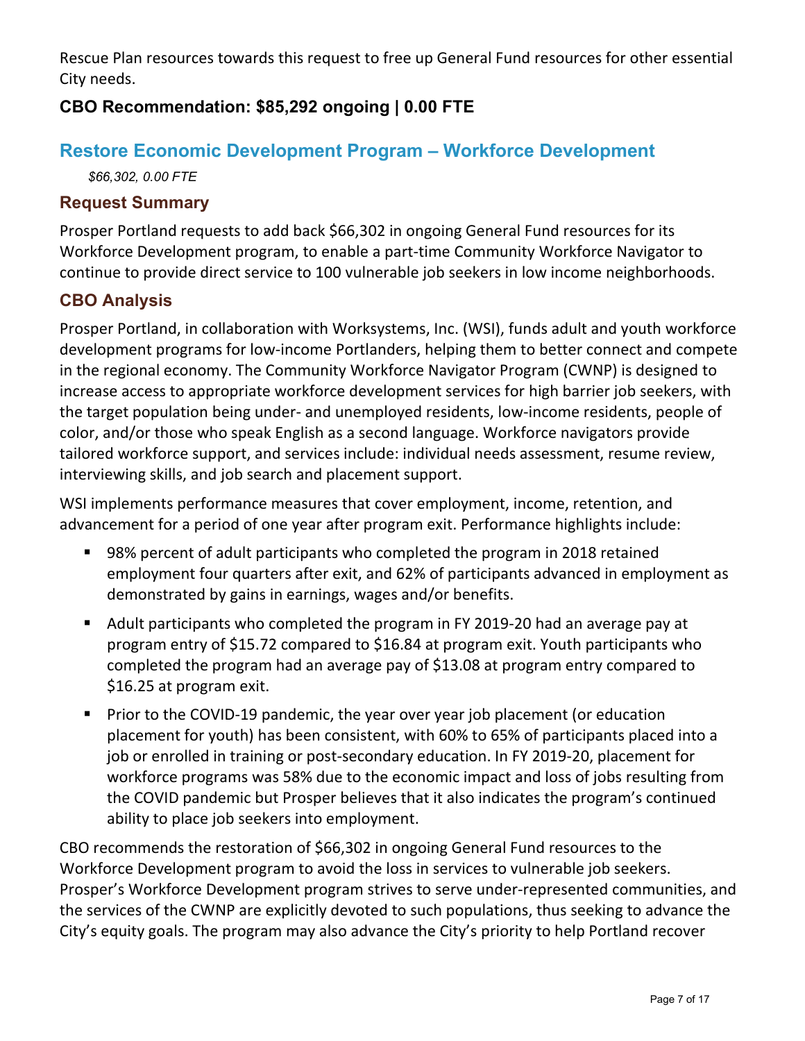Rescue Plan resources towards this request to free up General Fund resources for other essential City needs.

### CBO Recommendation: $85,292 ongoing | 0.00 FTE

## Restore Economic Development Program – Workforce Development

*$66,302, 0.00 FTE*

### Request Summary

Prosper Portland requests to add back $66,302 in ongoing General Fund resources for its Workforce Development program, to enable a part-time Community Workforce Navigator to continue to provide direct service to 100 vulnerable job seekers in low income neighborhoods.

### CBO Analysis

Prosper Portland, in collaboration with Worksystems, Inc. (WSI), funds adult and youth workforce development programs for low-income Portlanders, helping them to better connect and compete in the regional economy. The Community Workforce Navigator Program (CWNP) is designed to increase access to appropriate workforce development services for high barrier job seekers, with the target population being under- and unemployed residents, low-income residents, people of color, and/or those who speak English as a second language. Workforce navigators provide tailored workforce support, and services include: individual needs assessment, resume review, interviewing skills, and job search and placement support.

WSI implements performance measures that cover employment, income, retention, and advancement for a period of one year after program exit. Performance highlights include:

- 98% percent of adult participants who completed the program in 2018 retained employment four quarters after exit, and 62% of participants advanced in employment as demonstrated by gains in earnings, wages and/or benefits.
- Adult participants who completed the program in FY 2019-20 had an average pay at program entry of $15.72 compared to $16.84 at program exit. Youth participants who completed the program had an average pay of $13.08 at program entry compared to $16.25 at program exit.
- Prior to the COVID-19 pandemic, the year over year job placement (or education placement for youth) has been consistent, with 60% to 65% of participants placed into a job or enrolled in training or post-secondary education. In FY 2019-20, placement for workforce programs was 58% due to the economic impact and loss of jobs resulting from the COVID pandemic but Prosper believes that it also indicates the program's continued ability to place job seekers into employment.

CBO recommends the restoration of $66,302 in ongoing General Fund resources to the Workforce Development program to avoid the loss in services to vulnerable job seekers. Prosper's Workforce Development program strives to serve under-represented communities, and the services of the CWNP are explicitly devoted to such populations, thus seeking to advance the City's equity goals. The program may also advance the City's priority to help Portland recover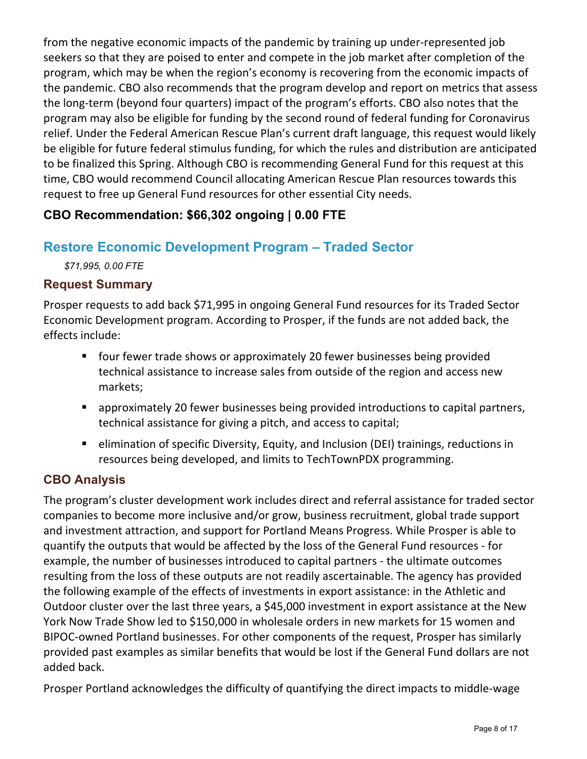from the negative economic impacts of the pandemic by training up under-represented job seekers so that they are poised to enter and compete in the job market after completion of the program, which may be when the region's economy is recovering from the economic impacts of the pandemic. CBO also recommends that the program develop and report on metrics that assess the long-term (beyond four quarters) impact of the program's efforts. CBO also notes that the program may also be eligible for funding by the second round of federal funding for Coronavirus relief. Under the Federal American Rescue Plan's current draft language, this request would likely be eligible for future federal stimulus funding, for which the rules and distribution are anticipated to be finalized this Spring. Although CBO is recommending General Fund for this request at this time, CBO would recommend Council allocating American Rescue Plan resources towards this request to free up General Fund resources for other essential City needs.

### CBO Recommendation: $66,302 ongoing | 0.00 FTE

## Restore Economic Development Program – Traded Sector

*$71,995, 0.00 FTE*

### Request Summary

Prosper requests to add back $71,995 in ongoing General Fund resources for its Traded Sector Economic Development program. According to Prosper, if the funds are not added back, the effects include:

- four fewer trade shows or approximately 20 fewer businesses being provided technical assistance to increase sales from outside of the region and access new markets;
- approximately 20 fewer businesses being provided introductions to capital partners, technical assistance for giving a pitch, and access to capital;
- elimination of specific Diversity, Equity, and Inclusion (DEI) trainings, reductions in resources being developed, and limits to TechTownPDX programming.

### CBO Analysis

The program's cluster development work includes direct and referral assistance for traded sector companies to become more inclusive and/or grow, business recruitment, global trade support and investment attraction, and support for Portland Means Progress. While Prosper is able to quantify the outputs that would be affected by the loss of the General Fund resources - for example, the number of businesses introduced to capital partners - the ultimate outcomes resulting from the loss of these outputs are not readily ascertainable. The agency has provided the following example of the effects of investments in export assistance: in the Athletic and Outdoor cluster over the last three years, a $45,000 investment in export assistance at the New York Now Trade Show led to $150,000 in wholesale orders in new markets for 15 women and BIPOC-owned Portland businesses. For other components of the request, Prosper has similarly provided past examples as similar benefits that would be lost if the General Fund dollars are not added back.

Prosper Portland acknowledges the difficulty of quantifying the direct impacts to middle-wage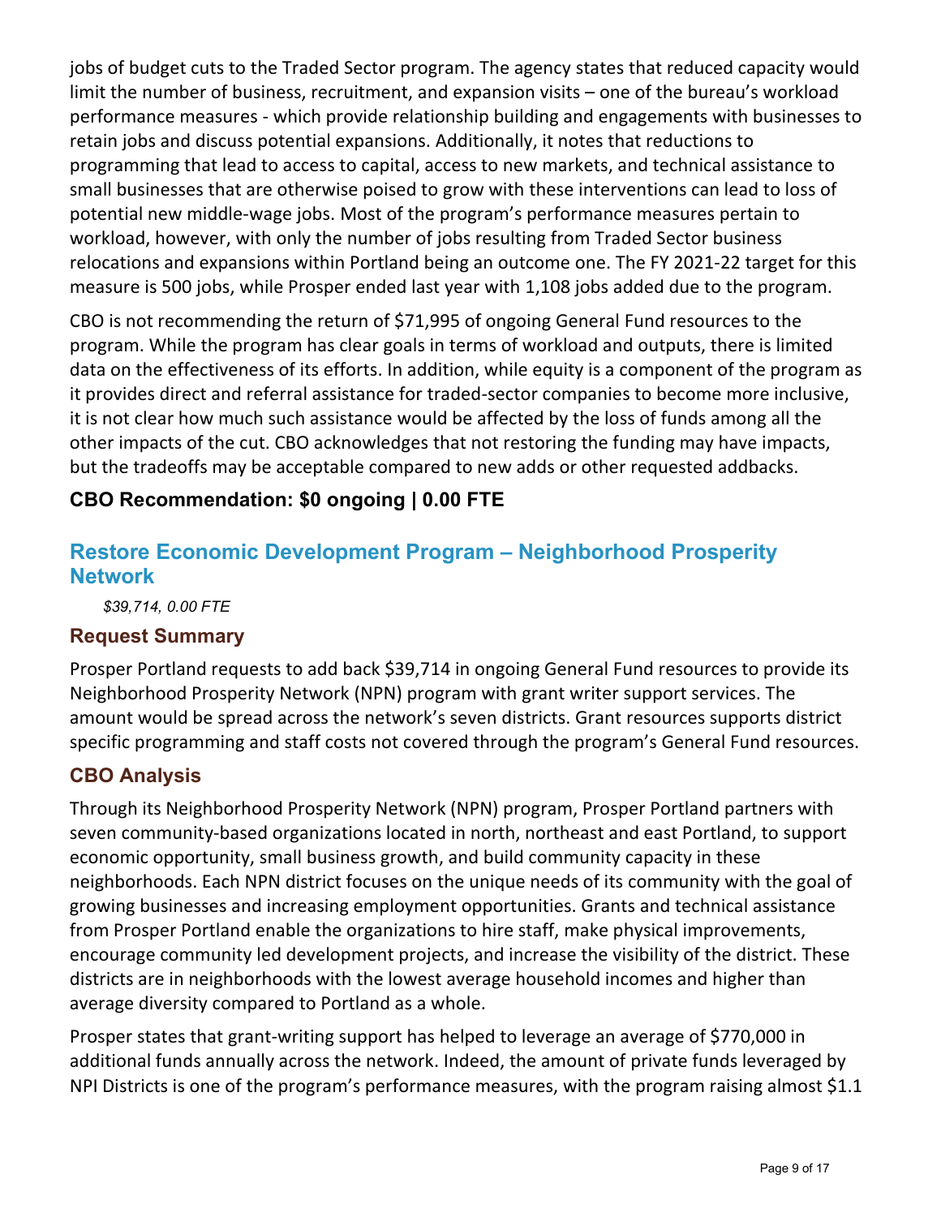jobs of budget cuts to the Traded Sector program. The agency states that reduced capacity would limit the number of business, recruitment, and expansion visits – one of the bureau's workload performance measures - which provide relationship building and engagements with businesses to retain jobs and discuss potential expansions. Additionally, it notes that reductions to programming that lead to access to capital, access to new markets, and technical assistance to small businesses that are otherwise poised to grow with these interventions can lead to loss of potential new middle-wage jobs. Most of the program's performance measures pertain to workload, however, with only the number of jobs resulting from Traded Sector business relocations and expansions within Portland being an outcome one. The FY 2021-22 target for this measure is 500 jobs, while Prosper ended last year with 1,108 jobs added due to the program.

CBO is not recommending the return of $71,995 of ongoing General Fund resources to the program. While the program has clear goals in terms of workload and outputs, there is limited data on the effectiveness of its efforts. In addition, while equity is a component of the program as it provides direct and referral assistance for traded-sector companies to become more inclusive, it is not clear how much such assistance would be affected by the loss of funds among all the other impacts of the cut. CBO acknowledges that not restoring the funding may have impacts, but the tradeoffs may be acceptable compared to new adds or other requested addbacks.

**CBO Recommendation: $0 ongoing | 0.00 FTE**

## Restore Economic Development Program – Neighborhood Prosperity Network

*$39,714, 0.00 FTE*

### Request Summary

Prosper Portland requests to add back $39,714 in ongoing General Fund resources to provide its Neighborhood Prosperity Network (NPN) program with grant writer support services. The amount would be spread across the network's seven districts. Grant resources supports district specific programming and staff costs not covered through the program's General Fund resources.

### CBO Analysis

Through its Neighborhood Prosperity Network (NPN) program, Prosper Portland partners with seven community-based organizations located in north, northeast and east Portland, to support economic opportunity, small business growth, and build community capacity in these neighborhoods. Each NPN district focuses on the unique needs of its community with the goal of growing businesses and increasing employment opportunities. Grants and technical assistance from Prosper Portland enable the organizations to hire staff, make physical improvements, encourage community led development projects, and increase the visibility of the district. These districts are in neighborhoods with the lowest average household incomes and higher than average diversity compared to Portland as a whole.

Prosper states that grant-writing support has helped to leverage an average of $770,000 in additional funds annually across the network. Indeed, the amount of private funds leveraged by NPI Districts is one of the program's performance measures, with the program raising almost $1.1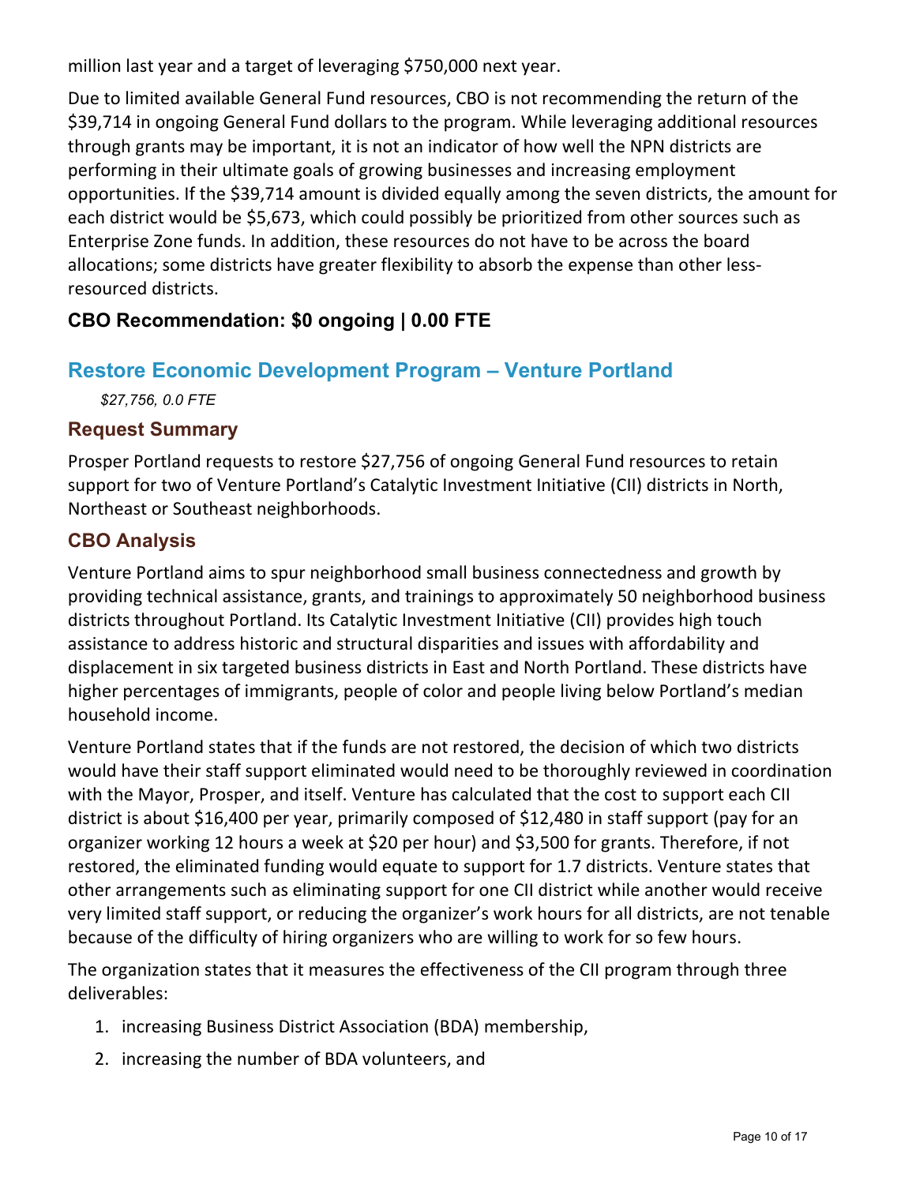million last year and a target of leveraging $750,000 next year.

Due to limited available General Fund resources, CBO is not recommending the return of the $39,714 in ongoing General Fund dollars to the program. While leveraging additional resources through grants may be important, it is not an indicator of how well the NPN districts are performing in their ultimate goals of growing businesses and increasing employment opportunities. If the $39,714 amount is divided equally among the seven districts, the amount for each district would be $5,673, which could possibly be prioritized from other sources such as Enterprise Zone funds. In addition, these resources do not have to be across the board allocations; some districts have greater flexibility to absorb the expense than other less-resourced districts.

### CBO Recommendation: $0 ongoing | 0.00 FTE

## Restore Economic Development Program – Venture Portland

*$27,756, 0.0 FTE*

### Request Summary

Prosper Portland requests to restore $27,756 of ongoing General Fund resources to retain support for two of Venture Portland's Catalytic Investment Initiative (CII) districts in North, Northeast or Southeast neighborhoods.

### CBO Analysis

Venture Portland aims to spur neighborhood small business connectedness and growth by providing technical assistance, grants, and trainings to approximately 50 neighborhood business districts throughout Portland. Its Catalytic Investment Initiative (CII) provides high touch assistance to address historic and structural disparities and issues with affordability and displacement in six targeted business districts in East and North Portland. These districts have higher percentages of immigrants, people of color and people living below Portland's median household income.

Venture Portland states that if the funds are not restored, the decision of which two districts would have their staff support eliminated would need to be thoroughly reviewed in coordination with the Mayor, Prosper, and itself. Venture has calculated that the cost to support each CII district is about $16,400 per year, primarily composed of $12,480 in staff support (pay for an organizer working 12 hours a week at $20 per hour) and $3,500 for grants. Therefore, if not restored, the eliminated funding would equate to support for 1.7 districts. Venture states that other arrangements such as eliminating support for one CII district while another would receive very limited staff support, or reducing the organizer's work hours for all districts, are not tenable because of the difficulty of hiring organizers who are willing to work for so few hours.

The organization states that it measures the effectiveness of the CII program through three deliverables:

1. increasing Business District Association (BDA) membership,
2. increasing the number of BDA volunteers, and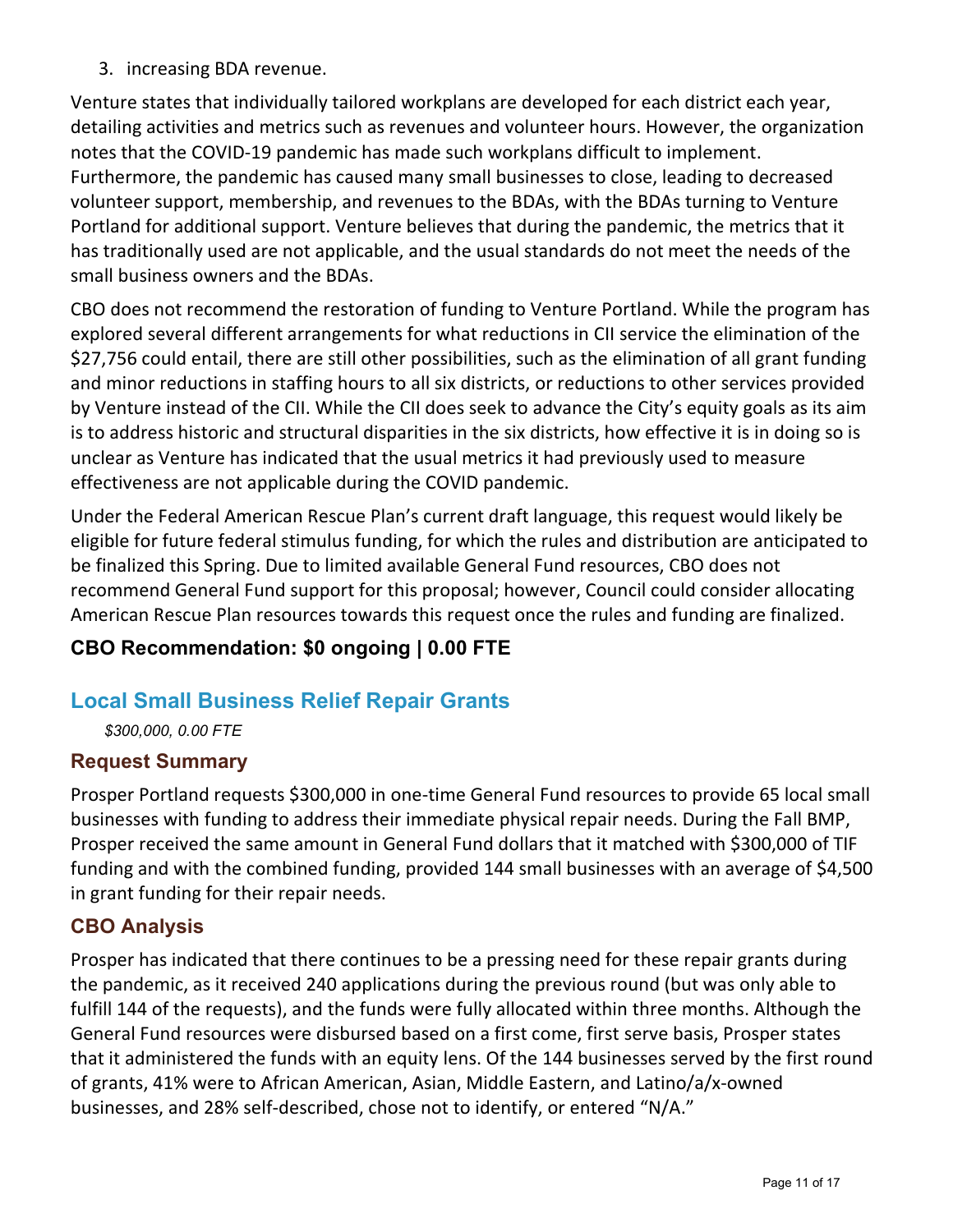3. increasing BDA revenue.

Venture states that individually tailored workplans are developed for each district each year, detailing activities and metrics such as revenues and volunteer hours. However, the organization notes that the COVID-19 pandemic has made such workplans difficult to implement. Furthermore, the pandemic has caused many small businesses to close, leading to decreased volunteer support, membership, and revenues to the BDAs, with the BDAs turning to Venture Portland for additional support. Venture believes that during the pandemic, the metrics that it has traditionally used are not applicable, and the usual standards do not meet the needs of the small business owners and the BDAs.

CBO does not recommend the restoration of funding to Venture Portland. While the program has explored several different arrangements for what reductions in CII service the elimination of the $27,756 could entail, there are still other possibilities, such as the elimination of all grant funding and minor reductions in staffing hours to all six districts, or reductions to other services provided by Venture instead of the CII. While the CII does seek to advance the City's equity goals as its aim is to address historic and structural disparities in the six districts, how effective it is in doing so is unclear as Venture has indicated that the usual metrics it had previously used to measure effectiveness are not applicable during the COVID pandemic.

Under the Federal American Rescue Plan's current draft language, this request would likely be eligible for future federal stimulus funding, for which the rules and distribution are anticipated to be finalized this Spring. Due to limited available General Fund resources, CBO does not recommend General Fund support for this proposal; however, Council could consider allocating American Rescue Plan resources towards this request once the rules and funding are finalized.

### CBO Recommendation: $0 ongoing | 0.00 FTE

## Local Small Business Relief Repair Grants

*$300,000, 0.00 FTE*

### Request Summary

Prosper Portland requests $300,000 in one-time General Fund resources to provide 65 local small businesses with funding to address their immediate physical repair needs. During the Fall BMP, Prosper received the same amount in General Fund dollars that it matched with $300,000 of TIF funding and with the combined funding, provided 144 small businesses with an average of $4,500 in grant funding for their repair needs.

### CBO Analysis

Prosper has indicated that there continues to be a pressing need for these repair grants during the pandemic, as it received 240 applications during the previous round (but was only able to fulfill 144 of the requests), and the funds were fully allocated within three months. Although the General Fund resources were disbursed based on a first come, first serve basis, Prosper states that it administered the funds with an equity lens. Of the 144 businesses served by the first round of grants, 41% were to African American, Asian, Middle Eastern, and Latino/a/x-owned businesses, and 28% self-described, chose not to identify, or entered "N/A."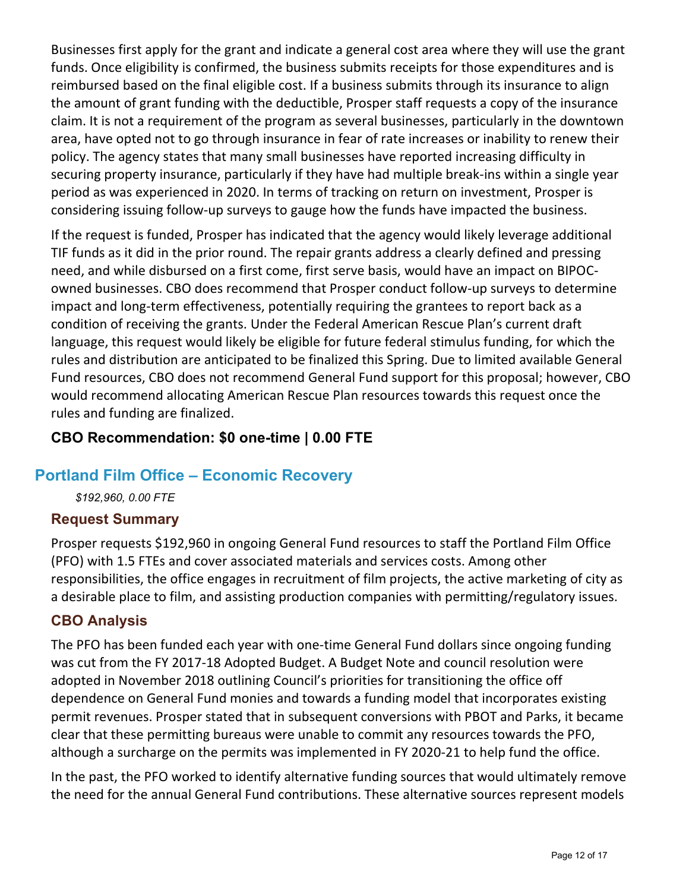Businesses first apply for the grant and indicate a general cost area where they will use the grant funds. Once eligibility is confirmed, the business submits receipts for those expenditures and is reimbursed based on the final eligible cost. If a business submits through its insurance to align the amount of grant funding with the deductible, Prosper staff requests a copy of the insurance claim. It is not a requirement of the program as several businesses, particularly in the downtown area, have opted not to go through insurance in fear of rate increases or inability to renew their policy. The agency states that many small businesses have reported increasing difficulty in securing property insurance, particularly if they have had multiple break-ins within a single year period as was experienced in 2020. In terms of tracking on return on investment, Prosper is considering issuing follow-up surveys to gauge how the funds have impacted the business.

If the request is funded, Prosper has indicated that the agency would likely leverage additional TIF funds as it did in the prior round. The repair grants address a clearly defined and pressing need, and while disbursed on a first come, first serve basis, would have an impact on BIPOC-owned businesses. CBO does recommend that Prosper conduct follow-up surveys to determine impact and long-term effectiveness, potentially requiring the grantees to report back as a condition of receiving the grants. Under the Federal American Rescue Plan's current draft language, this request would likely be eligible for future federal stimulus funding, for which the rules and distribution are anticipated to be finalized this Spring. Due to limited available General Fund resources, CBO does not recommend General Fund support for this proposal; however, CBO would recommend allocating American Rescue Plan resources towards this request once the rules and funding are finalized.

**CBO Recommendation: $0 one-time | 0.00 FTE**

## Portland Film Office – Economic Recovery

*$192,960, 0.00 FTE*

### Request Summary

Prosper requests $192,960 in ongoing General Fund resources to staff the Portland Film Office (PFO) with 1.5 FTEs and cover associated materials and services costs. Among other responsibilities, the office engages in recruitment of film projects, the active marketing of city as a desirable place to film, and assisting production companies with permitting/regulatory issues.

### CBO Analysis

The PFO has been funded each year with one-time General Fund dollars since ongoing funding was cut from the FY 2017-18 Adopted Budget. A Budget Note and council resolution were adopted in November 2018 outlining Council's priorities for transitioning the office off dependence on General Fund monies and towards a funding model that incorporates existing permit revenues. Prosper stated that in subsequent conversions with PBOT and Parks, it became clear that these permitting bureaus were unable to commit any resources towards the PFO, although a surcharge on the permits was implemented in FY 2020-21 to help fund the office.

In the past, the PFO worked to identify alternative funding sources that would ultimately remove the need for the annual General Fund contributions. These alternative sources represent models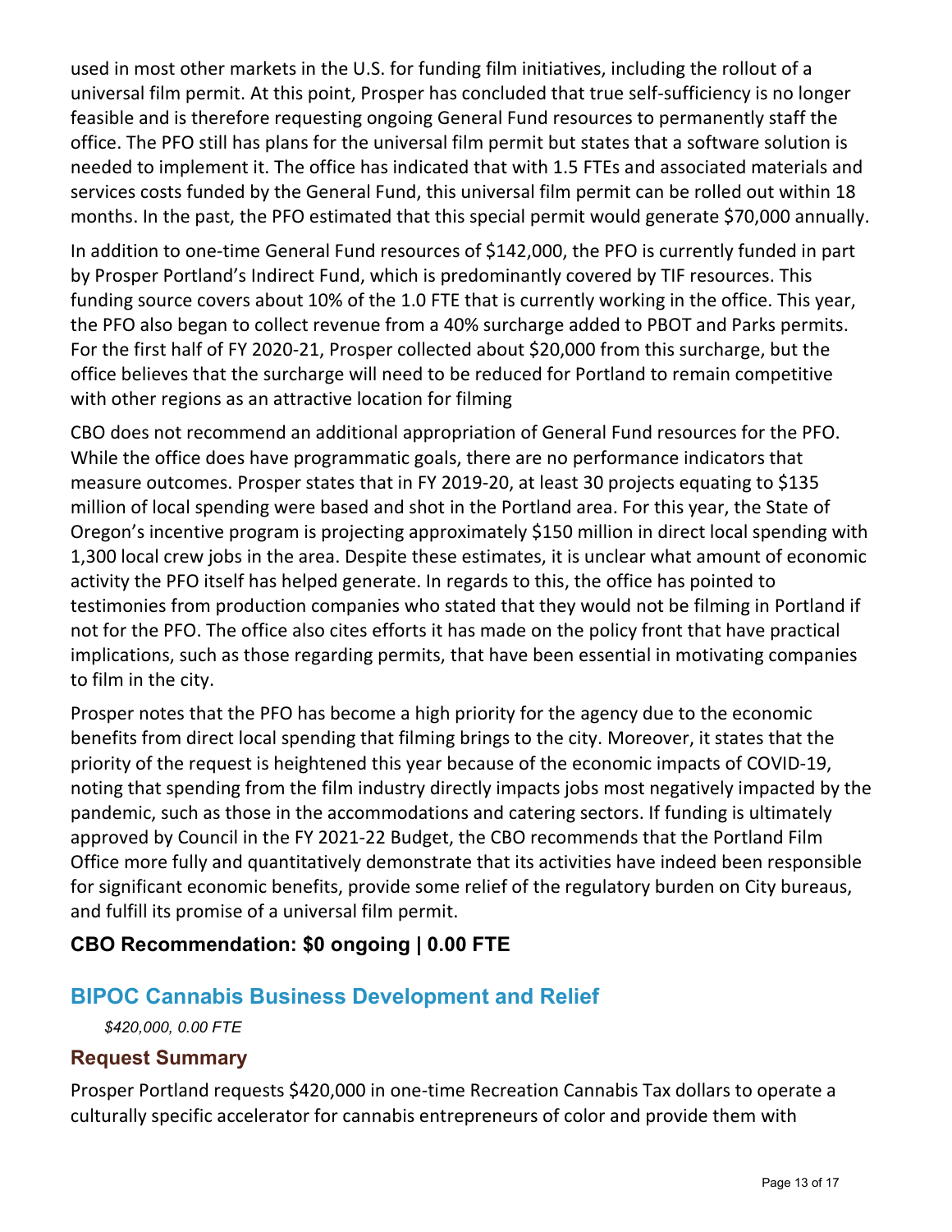used in most other markets in the U.S. for funding film initiatives, including the rollout of a universal film permit. At this point, Prosper has concluded that true self-sufficiency is no longer feasible and is therefore requesting ongoing General Fund resources to permanently staff the office. The PFO still has plans for the universal film permit but states that a software solution is needed to implement it. The office has indicated that with 1.5 FTEs and associated materials and services costs funded by the General Fund, this universal film permit can be rolled out within 18 months. In the past, the PFO estimated that this special permit would generate $70,000 annually.

In addition to one-time General Fund resources of $142,000, the PFO is currently funded in part by Prosper Portland's Indirect Fund, which is predominantly covered by TIF resources. This funding source covers about 10% of the 1.0 FTE that is currently working in the office. This year, the PFO also began to collect revenue from a 40% surcharge added to PBOT and Parks permits. For the first half of FY 2020-21, Prosper collected about $20,000 from this surcharge, but the office believes that the surcharge will need to be reduced for Portland to remain competitive with other regions as an attractive location for filming

CBO does not recommend an additional appropriation of General Fund resources for the PFO. While the office does have programmatic goals, there are no performance indicators that measure outcomes. Prosper states that in FY 2019-20, at least 30 projects equating to $135 million of local spending were based and shot in the Portland area. For this year, the State of Oregon's incentive program is projecting approximately $150 million in direct local spending with 1,300 local crew jobs in the area. Despite these estimates, it is unclear what amount of economic activity the PFO itself has helped generate. In regards to this, the office has pointed to testimonies from production companies who stated that they would not be filming in Portland if not for the PFO. The office also cites efforts it has made on the policy front that have practical implications, such as those regarding permits, that have been essential in motivating companies to film in the city.

Prosper notes that the PFO has become a high priority for the agency due to the economic benefits from direct local spending that filming brings to the city. Moreover, it states that the priority of the request is heightened this year because of the economic impacts of COVID-19, noting that spending from the film industry directly impacts jobs most negatively impacted by the pandemic, such as those in the accommodations and catering sectors. If funding is ultimately approved by Council in the FY 2021-22 Budget, the CBO recommends that the Portland Film Office more fully and quantitatively demonstrate that its activities have indeed been responsible for significant economic benefits, provide some relief of the regulatory burden on City bureaus, and fulfill its promise of a universal film permit.

**CBO Recommendation: $0 ongoing | 0.00 FTE**

## BIPOC Cannabis Business Development and Relief

*$420,000, 0.00 FTE*

### Request Summary

Prosper Portland requests $420,000 in one-time Recreation Cannabis Tax dollars to operate a culturally specific accelerator for cannabis entrepreneurs of color and provide them with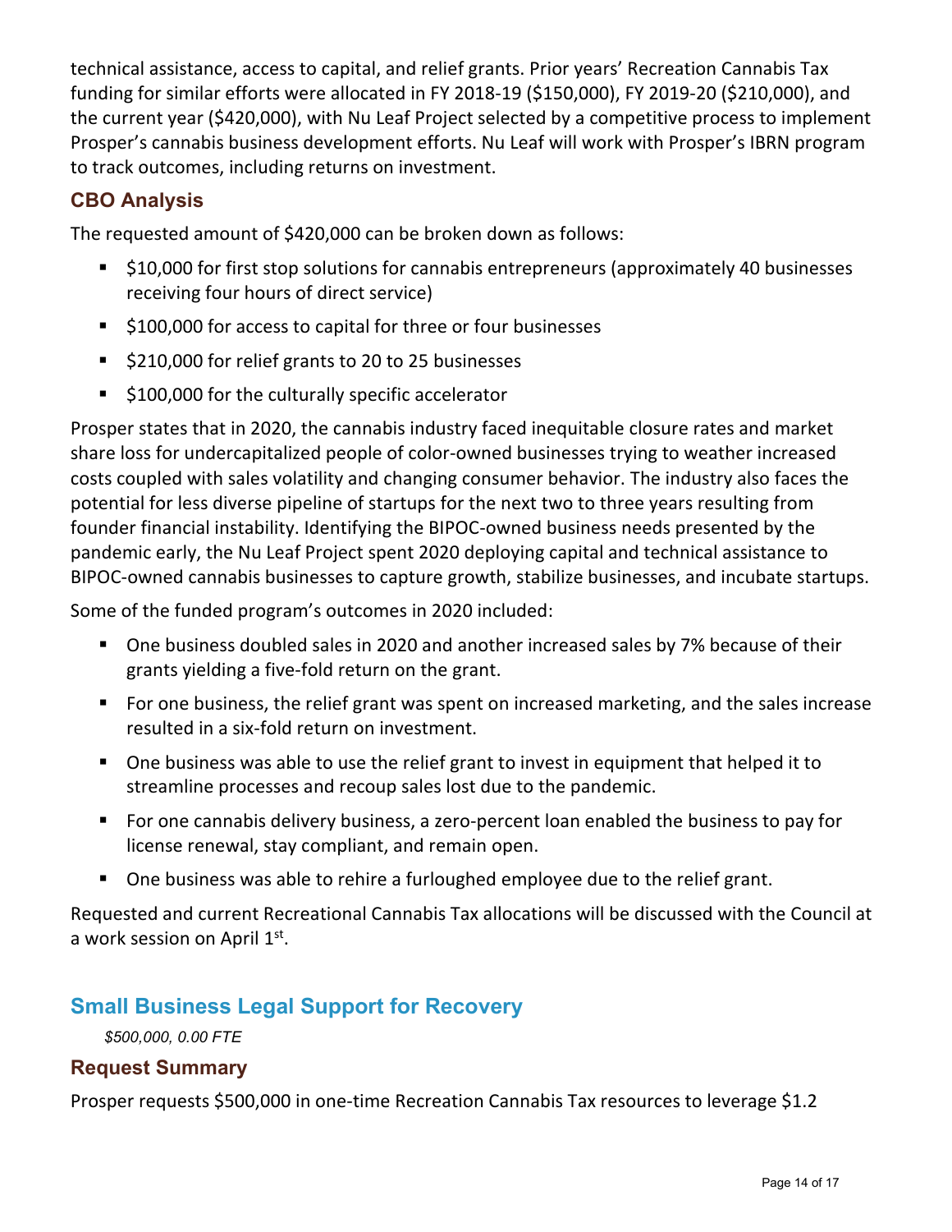technical assistance, access to capital, and relief grants. Prior years' Recreation Cannabis Tax funding for similar efforts were allocated in FY 2018-19 ($150,000), FY 2019-20 ($210,000), and the current year ($420,000), with Nu Leaf Project selected by a competitive process to implement Prosper's cannabis business development efforts. Nu Leaf will work with Prosper's IBRN program to track outcomes, including returns on investment.

### CBO Analysis

The requested amount of $420,000 can be broken down as follows:

- $10,000 for first stop solutions for cannabis entrepreneurs (approximately 40 businesses receiving four hours of direct service)
- $100,000 for access to capital for three or four businesses
- $210,000 for relief grants to 20 to 25 businesses
- $100,000 for the culturally specific accelerator

Prosper states that in 2020, the cannabis industry faced inequitable closure rates and market share loss for undercapitalized people of color-owned businesses trying to weather increased costs coupled with sales volatility and changing consumer behavior. The industry also faces the potential for less diverse pipeline of startups for the next two to three years resulting from founder financial instability. Identifying the BIPOC-owned business needs presented by the pandemic early, the Nu Leaf Project spent 2020 deploying capital and technical assistance to BIPOC-owned cannabis businesses to capture growth, stabilize businesses, and incubate startups.

Some of the funded program's outcomes in 2020 included:

- One business doubled sales in 2020 and another increased sales by 7% because of their grants yielding a five-fold return on the grant.
- For one business, the relief grant was spent on increased marketing, and the sales increase resulted in a six-fold return on investment.
- One business was able to use the relief grant to invest in equipment that helped it to streamline processes and recoup sales lost due to the pandemic.
- For one cannabis delivery business, a zero-percent loan enabled the business to pay for license renewal, stay compliant, and remain open.
- One business was able to rehire a furloughed employee due to the relief grant.

Requested and current Recreational Cannabis Tax allocations will be discussed with the Council at a work session on April 1st.

## Small Business Legal Support for Recovery

*$500,000, 0.00 FTE*

### Request Summary

Prosper requests $500,000 in one-time Recreation Cannabis Tax resources to leverage $1.2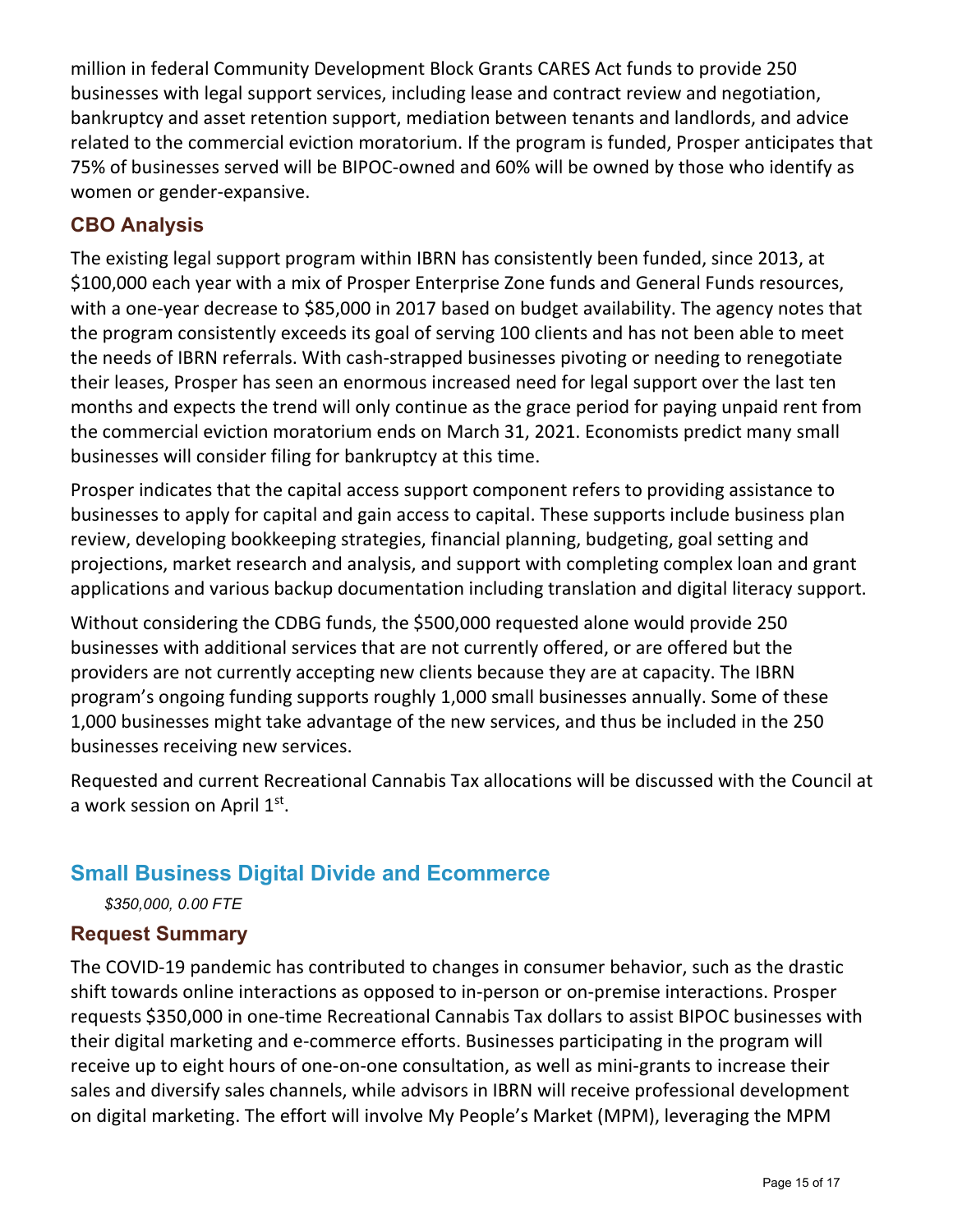million in federal Community Development Block Grants CARES Act funds to provide 250 businesses with legal support services, including lease and contract review and negotiation, bankruptcy and asset retention support, mediation between tenants and landlords, and advice related to the commercial eviction moratorium. If the program is funded, Prosper anticipates that 75% of businesses served will be BIPOC-owned and 60% will be owned by those who identify as women or gender-expansive.

### CBO Analysis

The existing legal support program within IBRN has consistently been funded, since 2013, at $100,000 each year with a mix of Prosper Enterprise Zone funds and General Funds resources, with a one-year decrease to $85,000 in 2017 based on budget availability. The agency notes that the program consistently exceeds its goal of serving 100 clients and has not been able to meet the needs of IBRN referrals. With cash-strapped businesses pivoting or needing to renegotiate their leases, Prosper has seen an enormous increased need for legal support over the last ten months and expects the trend will only continue as the grace period for paying unpaid rent from the commercial eviction moratorium ends on March 31, 2021. Economists predict many small businesses will consider filing for bankruptcy at this time.

Prosper indicates that the capital access support component refers to providing assistance to businesses to apply for capital and gain access to capital. These supports include business plan review, developing bookkeeping strategies, financial planning, budgeting, goal setting and projections, market research and analysis, and support with completing complex loan and grant applications and various backup documentation including translation and digital literacy support.

Without considering the CDBG funds, the $500,000 requested alone would provide 250 businesses with additional services that are not currently offered, or are offered but the providers are not currently accepting new clients because they are at capacity. The IBRN program's ongoing funding supports roughly 1,000 small businesses annually. Some of these 1,000 businesses might take advantage of the new services, and thus be included in the 250 businesses receiving new services.

Requested and current Recreational Cannabis Tax allocations will be discussed with the Council at a work session on April 1st.

## Small Business Digital Divide and Ecommerce

*$350,000, 0.00 FTE*

### Request Summary

The COVID-19 pandemic has contributed to changes in consumer behavior, such as the drastic shift towards online interactions as opposed to in-person or on-premise interactions. Prosper requests $350,000 in one-time Recreational Cannabis Tax dollars to assist BIPOC businesses with their digital marketing and e-commerce efforts. Businesses participating in the program will receive up to eight hours of one-on-one consultation, as well as mini-grants to increase their sales and diversify sales channels, while advisors in IBRN will receive professional development on digital marketing. The effort will involve My People's Market (MPM), leveraging the MPM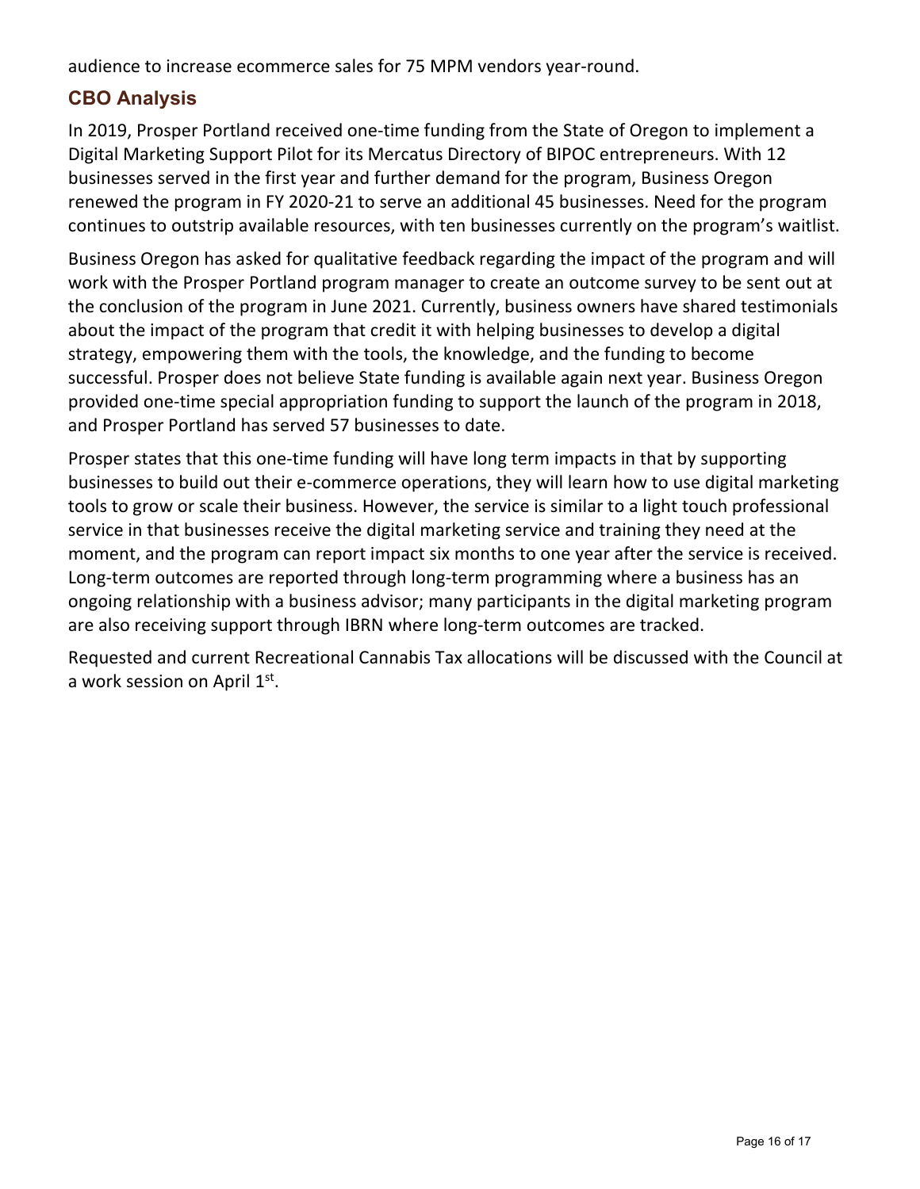audience to increase ecommerce sales for 75 MPM vendors year-round.

## CBO Analysis

In 2019, Prosper Portland received one-time funding from the State of Oregon to implement a Digital Marketing Support Pilot for its Mercatus Directory of BIPOC entrepreneurs. With 12 businesses served in the first year and further demand for the program, Business Oregon renewed the program in FY 2020-21 to serve an additional 45 businesses. Need for the program continues to outstrip available resources, with ten businesses currently on the program's waitlist.

Business Oregon has asked for qualitative feedback regarding the impact of the program and will work with the Prosper Portland program manager to create an outcome survey to be sent out at the conclusion of the program in June 2021. Currently, business owners have shared testimonials about the impact of the program that credit it with helping businesses to develop a digital strategy, empowering them with the tools, the knowledge, and the funding to become successful. Prosper does not believe State funding is available again next year. Business Oregon provided one-time special appropriation funding to support the launch of the program in 2018, and Prosper Portland has served 57 businesses to date.

Prosper states that this one-time funding will have long term impacts in that by supporting businesses to build out their e-commerce operations, they will learn how to use digital marketing tools to grow or scale their business. However, the service is similar to a light touch professional service in that businesses receive the digital marketing service and training they need at the moment, and the program can report impact six months to one year after the service is received. Long-term outcomes are reported through long-term programming where a business has an ongoing relationship with a business advisor; many participants in the digital marketing program are also receiving support through IBRN where long-term outcomes are tracked.

Requested and current Recreational Cannabis Tax allocations will be discussed with the Council at a work session on April 1st.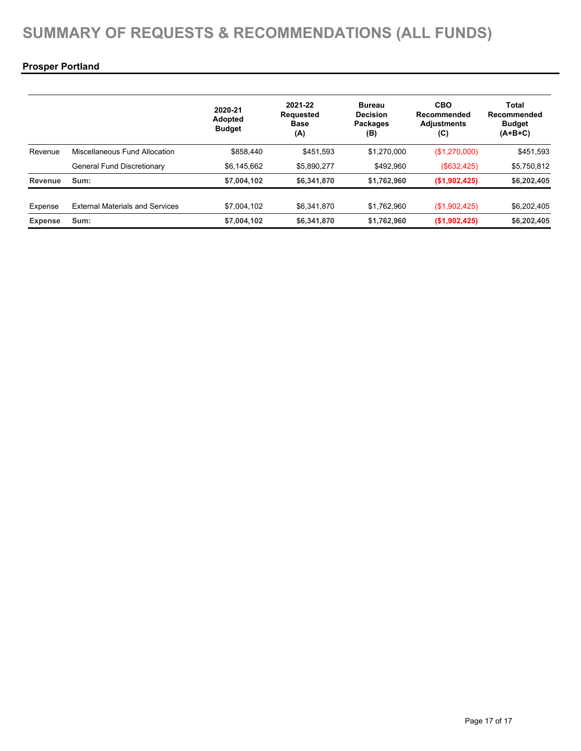# SUMMARY OF REQUESTS & RECOMMENDATIONS (ALL FUNDS)

## Prosper Portland

| | | 2020-21 Adopted Budget | 2021-22 Requested Base (A) | Bureau Decision Packages (B) | CBO Recommended Adjustments (C) | Total Recommended Budget (A+B+C) |
|---|---|---|---|---|---|---|
| Revenue | Miscellaneous Fund Allocation | $858,440 | $451,593 | $1,270,000 | ($1,270,000) | $451,593 |
| | General Fund Discretionary | $6,145,662 | $5,890,277 | $492,960 | ($632,425) | $5,750,812 |
| **Revenue** | **Sum:** | **$7,004,102** | **$6,341,870** | **$1,762,960** | **($1,902,425)** | **$6,202,405** |
| Expense | External Materials and Services | $7,004,102 | $6,341,870 | $1,762,960 | ($1,902,425) | $6,202,405 |
| **Expense** | **Sum:** | **$7,004,102** | **$6,341,870** | **$1,762,960** | **($1,902,425)** | **$6,202,405** |